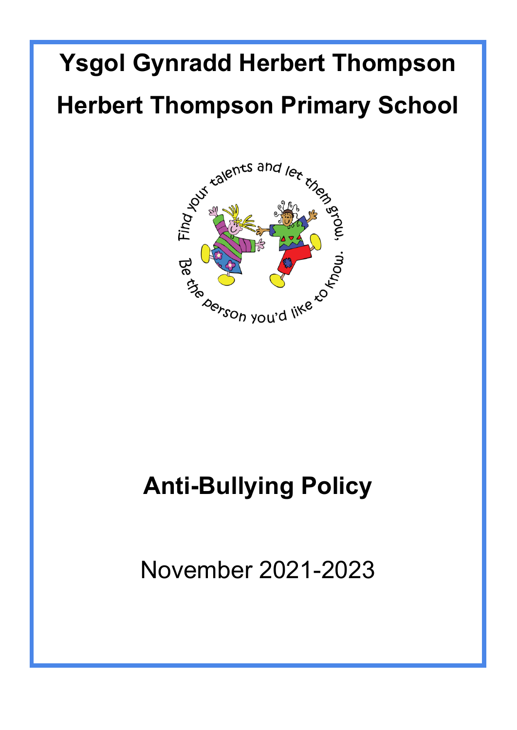# Ysgol Gynradd Herbert Thompson

# Herbert Thompson Primary School

Find your talents and let them grow, Be the person you'd like to know.

# Anti-Bullying Policy

November 2021-2023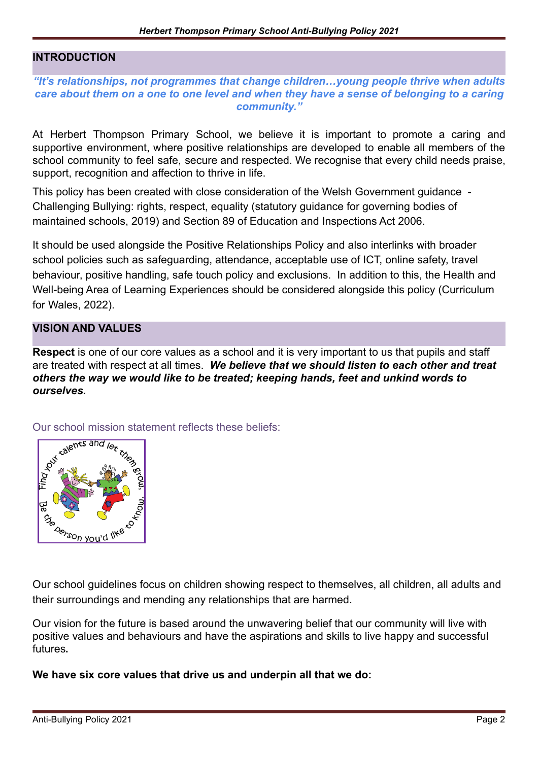## INTRODUCTION

***"It's relationships, not programmes that change children…young people thrive when adults care about them on a one to one level and when they have a sense of belonging to a caring community."***

At Herbert Thompson Primary School, we believe it is important to promote a caring and supportive environment, where positive relationships are developed to enable all members of the school community to feel safe, secure and respected. We recognise that every child needs praise, support, recognition and affection to thrive in life.

This policy has been created with close consideration of the Welsh Government guidance - Challenging Bullying: rights, respect, equality (statutory guidance for governing bodies of maintained schools, 2019) and Section 89 of Education and Inspections Act 2006.

It should be used alongside the Positive Relationships Policy and also interlinks with broader school policies such as safeguarding, attendance, acceptable use of ICT, online safety, travel behaviour, positive handling, safe touch policy and exclusions. In addition to this, the Health and Well-being Area of Learning Experiences should be considered alongside this policy (Curriculum for Wales, 2022).

## VISION AND VALUES

**Respect** is one of our core values as a school and it is very important to us that pupils and staff are treated with respect at all times. ***We believe that we should listen to each other and treat others the way we would like to be treated; keeping hands, feet and unkind words to ourselves.***

Our school mission statement reflects these beliefs:

Find your talents and let them grow, Be the person you'd like to know.

Our school guidelines focus on children showing respect to themselves, all children, all adults and their surroundings and mending any relationships that are harmed.

Our vision for the future is based around the unwavering belief that our community will live with positive values and behaviours and have the aspirations and skills to live happy and successful futures**.**

**We have six core values that drive us and underpin all that we do:**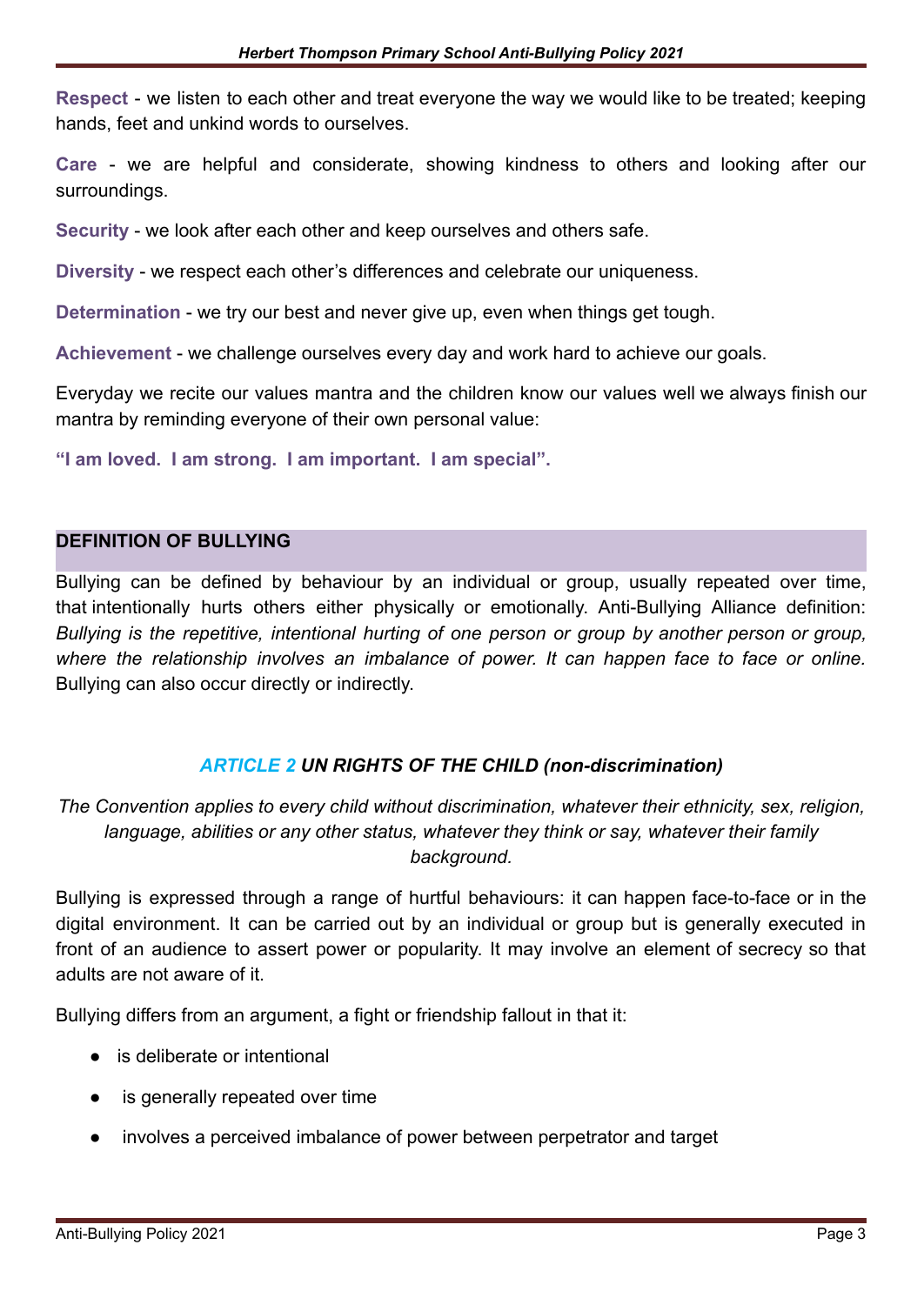**Respect** - we listen to each other and treat everyone the way we would like to be treated; keeping hands, feet and unkind words to ourselves.

**Care** - we are helpful and considerate, showing kindness to others and looking after our surroundings.

**Security** - we look after each other and keep ourselves and others safe.

**Diversity** - we respect each other's differences and celebrate our uniqueness.

**Determination** - we try our best and never give up, even when things get tough.

**Achievement** - we challenge ourselves every day and work hard to achieve our goals.

Everyday we recite our values mantra and the children know our values well we always finish our mantra by reminding everyone of their own personal value:

**"I am loved. I am strong. I am important. I am special".**

## DEFINITION OF BULLYING

Bullying can be defined by behaviour by an individual or group, usually repeated over time, that intentionally hurts others either physically or emotionally. Anti-Bullying Alliance definition: *Bullying is the repetitive, intentional hurting of one person or group by another person or group, where the relationship involves an imbalance of power. It can happen face to face or online.* Bullying can also occur directly or indirectly.

### *ARTICLE 2* ***UN RIGHTS OF THE CHILD (non-discrimination)***

*The Convention applies to every child without discrimination, whatever their ethnicity, sex, religion, language, abilities or any other status, whatever they think or say, whatever their family background.*

Bullying is expressed through a range of hurtful behaviours: it can happen face-to-face or in the digital environment. It can be carried out by an individual or group but is generally executed in front of an audience to assert power or popularity. It may involve an element of secrecy so that adults are not aware of it.

Bullying differs from an argument, a fight or friendship fallout in that it:

- is deliberate or intentional
- is generally repeated over time
- involves a perceived imbalance of power between perpetrator and target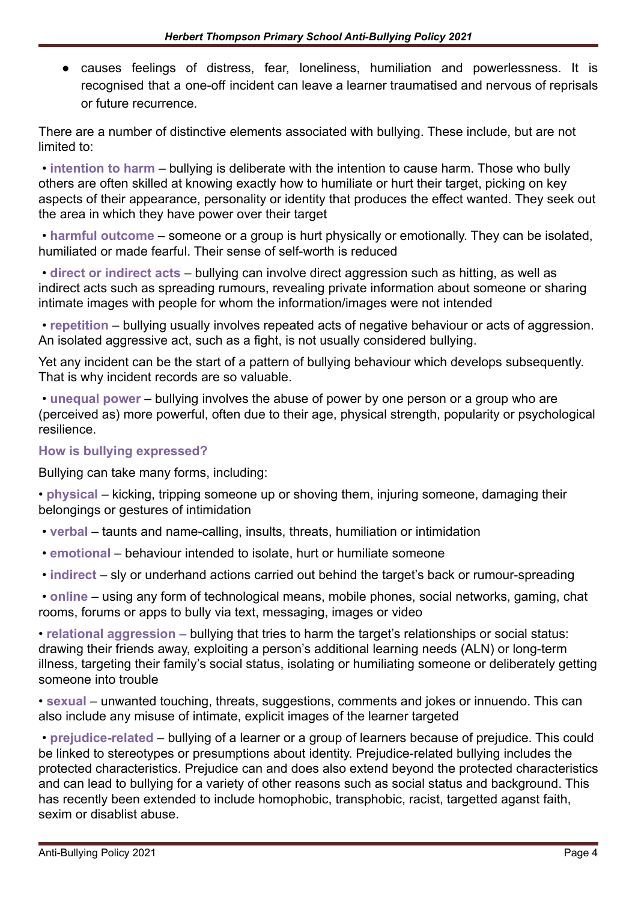- causes feelings of distress, fear, loneliness, humiliation and powerlessness. It is recognised that a one-off incident can leave a learner traumatised and nervous of reprisals or future recurrence.

There are a number of distinctive elements associated with bullying. These include, but are not limited to:

• **intention to harm** – bullying is deliberate with the intention to cause harm. Those who bully others are often skilled at knowing exactly how to humiliate or hurt their target, picking on key aspects of their appearance, personality or identity that produces the effect wanted. They seek out the area in which they have power over their target

• **harmful outcome** – someone or a group is hurt physically or emotionally. They can be isolated, humiliated or made fearful. Their sense of self-worth is reduced

• **direct or indirect acts** – bullying can involve direct aggression such as hitting, as well as indirect acts such as spreading rumours, revealing private information about someone or sharing intimate images with people for whom the information/images were not intended

• **repetition** – bullying usually involves repeated acts of negative behaviour or acts of aggression. An isolated aggressive act, such as a fight, is not usually considered bullying.

Yet any incident can be the start of a pattern of bullying behaviour which develops subsequently. That is why incident records are so valuable.

• **unequal power** – bullying involves the abuse of power by one person or a group who are (perceived as) more powerful, often due to their age, physical strength, popularity or psychological resilience.

### How is bullying expressed?

Bullying can take many forms, including:

• **physical** – kicking, tripping someone up or shoving them, injuring someone, damaging their belongings or gestures of intimidation

• **verbal** – taunts and name-calling, insults, threats, humiliation or intimidation

• **emotional** – behaviour intended to isolate, hurt or humiliate someone

• **indirect** – sly or underhand actions carried out behind the target's back or rumour-spreading

• **online** – using any form of technological means, mobile phones, social networks, gaming, chat rooms, forums or apps to bully via text, messaging, images or video

• **relational aggression –** bullying that tries to harm the target's relationships or social status: drawing their friends away, exploiting a person's additional learning needs (ALN) or long-term illness, targeting their family's social status, isolating or humiliating someone or deliberately getting someone into trouble

• **sexual** – unwanted touching, threats, suggestions, comments and jokes or innuendo. This can also include any misuse of intimate, explicit images of the learner targeted

• **prejudice-related** – bullying of a learner or a group of learners because of prejudice. This could be linked to stereotypes or presumptions about identity. Prejudice-related bullying includes the protected characteristics. Prejudice can and does also extend beyond the protected characteristics and can lead to bullying for a variety of other reasons such as social status and background. This has recently been extended to include homophobic, transphobic, racist, targetted aganst faith, sexim or disablist abuse.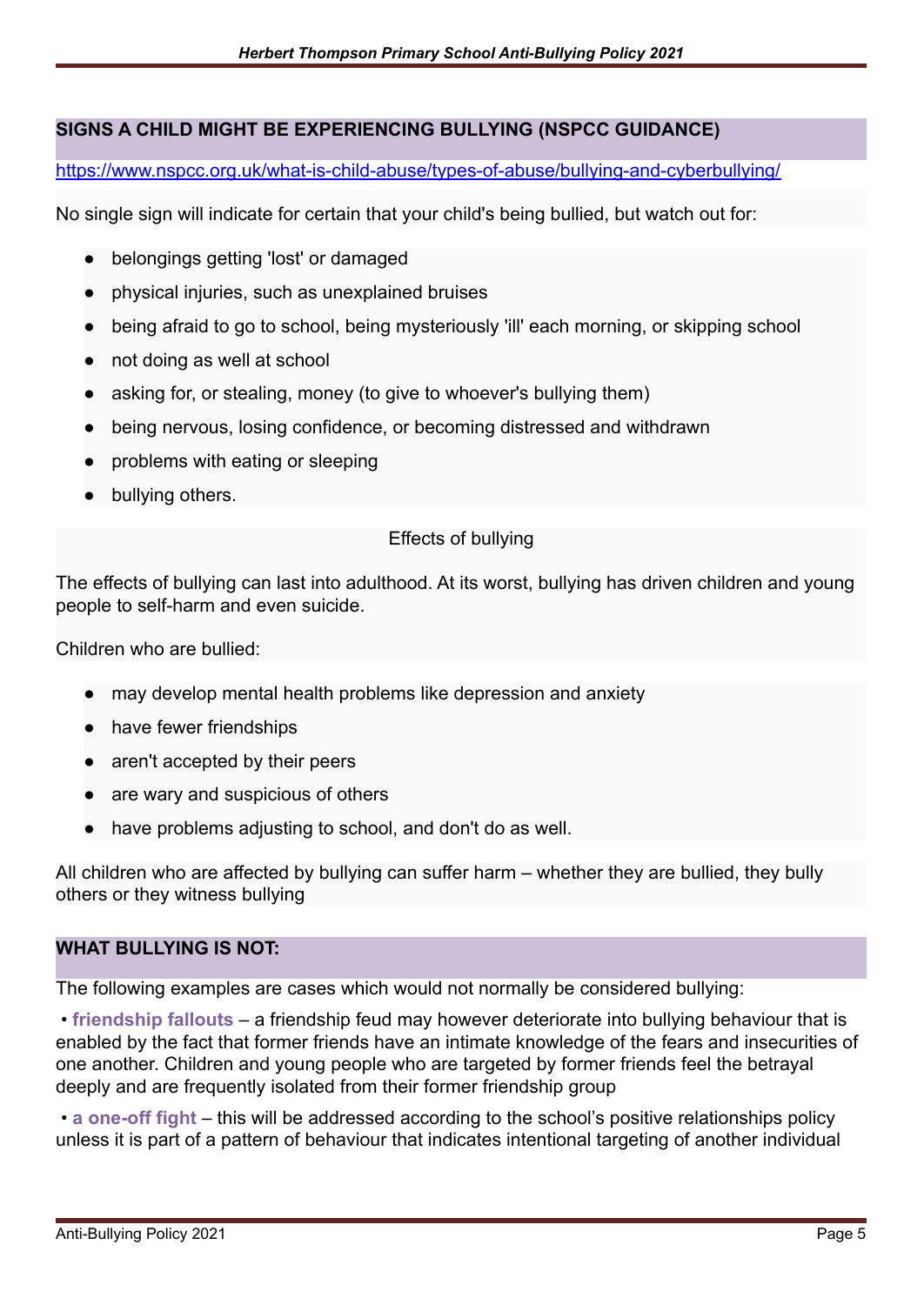## SIGNS A CHILD MIGHT BE EXPERIENCING BULLYING (NSPCC GUIDANCE)

https://www.nspcc.org.uk/what-is-child-abuse/types-of-abuse/bullying-and-cyberbullying/

No single sign will indicate for certain that your child's being bullied, but watch out for:

- belongings getting 'lost' or damaged
- physical injuries, such as unexplained bruises
- being afraid to go to school, being mysteriously 'ill' each morning, or skipping school
- not doing as well at school
- asking for, or stealing, money (to give to whoever's bullying them)
- being nervous, losing confidence, or becoming distressed and withdrawn
- problems with eating or sleeping
- bullying others.

Effects of bullying

The effects of bullying can last into adulthood. At its worst, bullying has driven children and young people to self-harm and even suicide.

Children who are bullied:

- may develop mental health problems like depression and anxiety
- have fewer friendships
- aren't accepted by their peers
- are wary and suspicious of others
- have problems adjusting to school, and don't do as well.

All children who are affected by bullying can suffer harm – whether they are bullied, they bully others or they witness bullying

## WHAT BULLYING IS NOT:

The following examples are cases which would not normally be considered bullying:

• **friendship fallouts** – a friendship feud may however deteriorate into bullying behaviour that is enabled by the fact that former friends have an intimate knowledge of the fears and insecurities of one another. Children and young people who are targeted by former friends feel the betrayal deeply and are frequently isolated from their former friendship group

• **a one-off fight** – this will be addressed according to the school's positive relationships policy unless it is part of a pattern of behaviour that indicates intentional targeting of another individual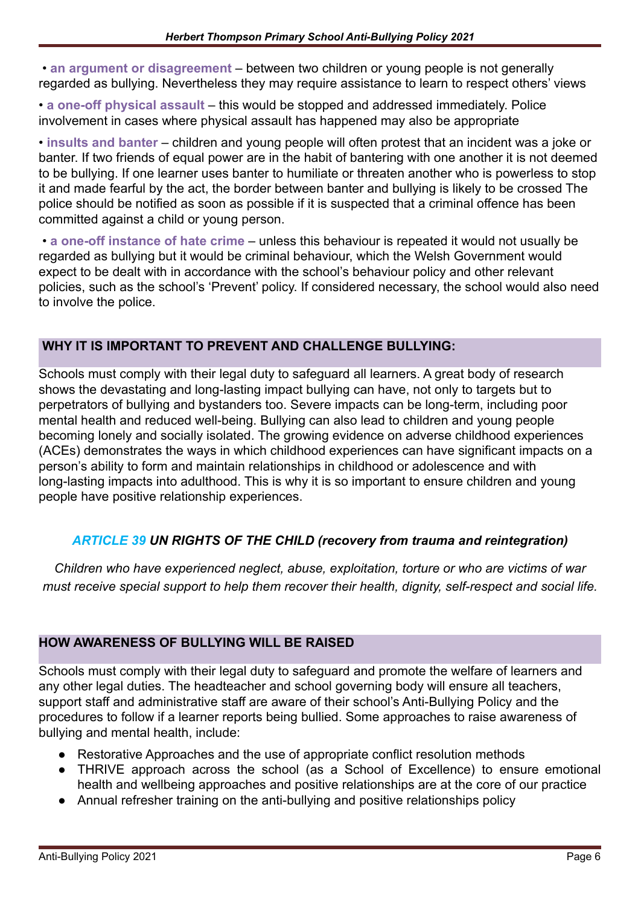- **an argument or disagreement** – between two children or young people is not generally regarded as bullying. Nevertheless they may require assistance to learn to respect others' views
- **a one-off physical assault** – this would be stopped and addressed immediately. Police involvement in cases where physical assault has happened may also be appropriate
- **insults and banter** – children and young people will often protest that an incident was a joke or banter. If two friends of equal power are in the habit of bantering with one another it is not deemed to be bullying. If one learner uses banter to humiliate or threaten another who is powerless to stop it and made fearful by the act, the border between banter and bullying is likely to be crossed The police should be notified as soon as possible if it is suspected that a criminal offence has been committed against a child or young person.
- **a one-off instance of hate crime** – unless this behaviour is repeated it would not usually be regarded as bullying but it would be criminal behaviour, which the Welsh Government would expect to be dealt with in accordance with the school's behaviour policy and other relevant policies, such as the school's 'Prevent' policy. If considered necessary, the school would also need to involve the police.

## WHY IT IS IMPORTANT TO PREVENT AND CHALLENGE BULLYING:

Schools must comply with their legal duty to safeguard all learners. A great body of research shows the devastating and long-lasting impact bullying can have, not only to targets but to perpetrators of bullying and bystanders too. Severe impacts can be long-term, including poor mental health and reduced well-being. Bullying can also lead to children and young people becoming lonely and socially isolated. The growing evidence on adverse childhood experiences (ACEs) demonstrates the ways in which childhood experiences can have significant impacts on a person's ability to form and maintain relationships in childhood or adolescence and with long-lasting impacts into adulthood. This is why it is so important to ensure children and young people have positive relationship experiences.

***ARTICLE 39 UN RIGHTS OF THE CHILD (recovery from trauma and reintegration)***

*Children who have experienced neglect, abuse, exploitation, torture or who are victims of war must receive special support to help them recover their health, dignity, self-respect and social life.*

## HOW AWARENESS OF BULLYING WILL BE RAISED

Schools must comply with their legal duty to safeguard and promote the welfare of learners and any other legal duties. The headteacher and school governing body will ensure all teachers, support staff and administrative staff are aware of their school's Anti-Bullying Policy and the procedures to follow if a learner reports being bullied. Some approaches to raise awareness of bullying and mental health, include:

- Restorative Approaches and the use of appropriate conflict resolution methods
- THRIVE approach across the school (as a School of Excellence) to ensure emotional health and wellbeing approaches and positive relationships are at the core of our practice
- Annual refresher training on the anti-bullying and positive relationships policy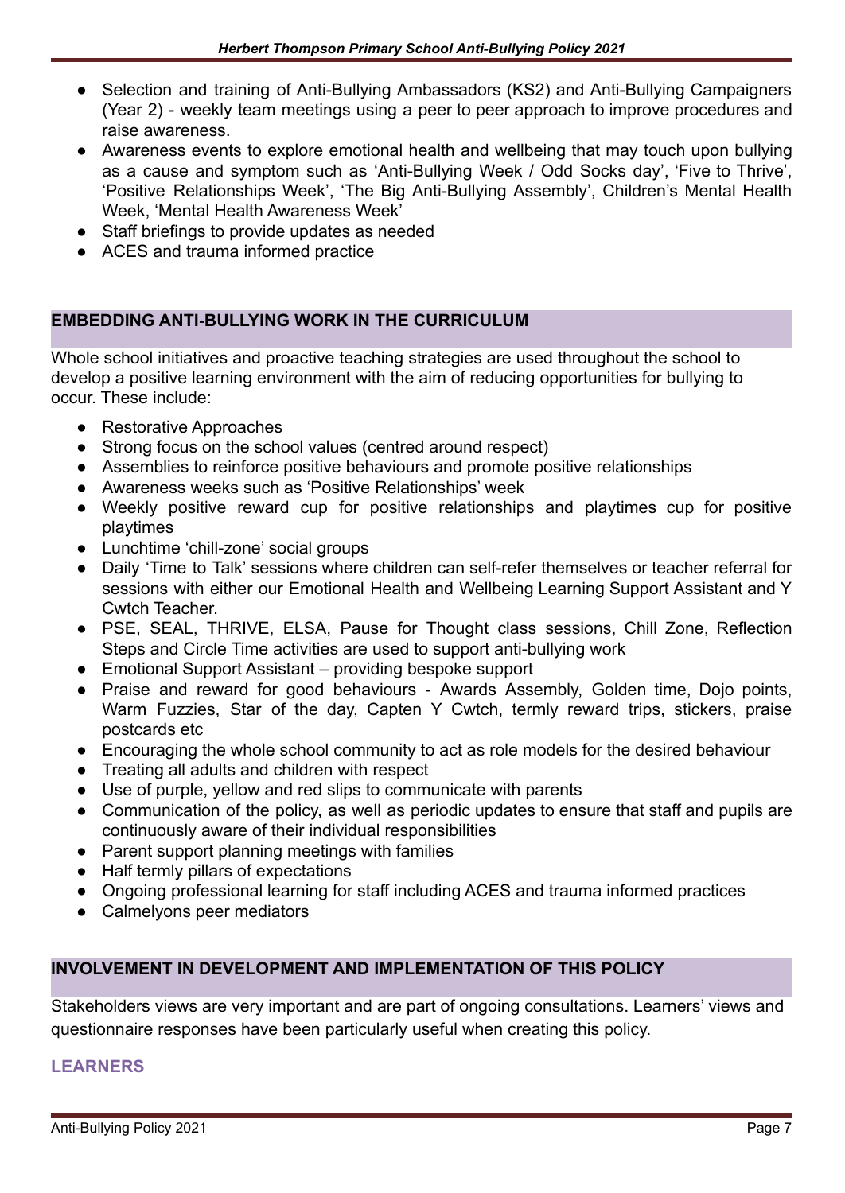- Selection and training of Anti-Bullying Ambassadors (KS2) and Anti-Bullying Campaigners (Year 2) - weekly team meetings using a peer to peer approach to improve procedures and raise awareness.
- Awareness events to explore emotional health and wellbeing that may touch upon bullying as a cause and symptom such as 'Anti-Bullying Week / Odd Socks day', 'Five to Thrive', 'Positive Relationships Week', 'The Big Anti-Bullying Assembly', Children's Mental Health Week, 'Mental Health Awareness Week'
- Staff briefings to provide updates as needed
- ACES and trauma informed practice

## EMBEDDING ANTI-BULLYING WORK IN THE CURRICULUM

Whole school initiatives and proactive teaching strategies are used throughout the school to develop a positive learning environment with the aim of reducing opportunities for bullying to occur. These include:

- Restorative Approaches
- Strong focus on the school values (centred around respect)
- Assemblies to reinforce positive behaviours and promote positive relationships
- Awareness weeks such as 'Positive Relationships' week
- Weekly positive reward cup for positive relationships and playtimes cup for positive playtimes
- Lunchtime 'chill-zone' social groups
- Daily 'Time to Talk' sessions where children can self-refer themselves or teacher referral for sessions with either our Emotional Health and Wellbeing Learning Support Assistant and Y Cwtch Teacher.
- PSE, SEAL, THRIVE, ELSA, Pause for Thought class sessions, Chill Zone, Reflection Steps and Circle Time activities are used to support anti-bullying work
- Emotional Support Assistant – providing bespoke support
- Praise and reward for good behaviours - Awards Assembly, Golden time, Dojo points, Warm Fuzzies, Star of the day, Capten Y Cwtch, termly reward trips, stickers, praise postcards etc
- Encouraging the whole school community to act as role models for the desired behaviour
- Treating all adults and children with respect
- Use of purple, yellow and red slips to communicate with parents
- Communication of the policy, as well as periodic updates to ensure that staff and pupils are continuously aware of their individual responsibilities
- Parent support planning meetings with families
- Half termly pillars of expectations
- Ongoing professional learning for staff including ACES and trauma informed practices
- Calmelyons peer mediators

## INVOLVEMENT IN DEVELOPMENT AND IMPLEMENTATION OF THIS POLICY

Stakeholders views are very important and are part of ongoing consultations. Learners' views and questionnaire responses have been particularly useful when creating this policy.

### LEARNERS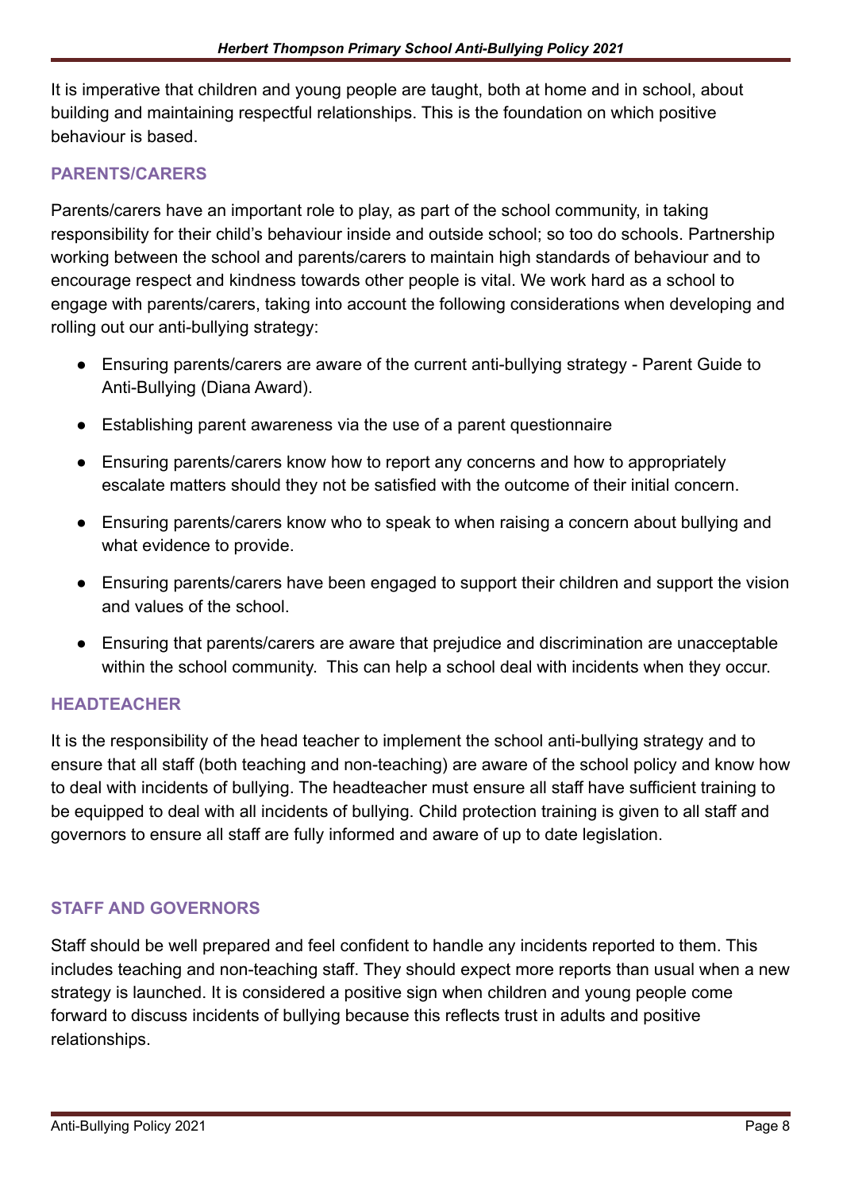It is imperative that children and young people are taught, both at home and in school, about building and maintaining respectful relationships. This is the foundation on which positive behaviour is based.

## PARENTS/CARERS

Parents/carers have an important role to play, as part of the school community, in taking responsibility for their child's behaviour inside and outside school; so too do schools. Partnership working between the school and parents/carers to maintain high standards of behaviour and to encourage respect and kindness towards other people is vital. We work hard as a school to engage with parents/carers, taking into account the following considerations when developing and rolling out our anti-bullying strategy:

- Ensuring parents/carers are aware of the current anti-bullying strategy - Parent Guide to Anti-Bullying (Diana Award).
- Establishing parent awareness via the use of a parent questionnaire
- Ensuring parents/carers know how to report any concerns and how to appropriately escalate matters should they not be satisfied with the outcome of their initial concern.
- Ensuring parents/carers know who to speak to when raising a concern about bullying and what evidence to provide.
- Ensuring parents/carers have been engaged to support their children and support the vision and values of the school.
- Ensuring that parents/carers are aware that prejudice and discrimination are unacceptable within the school community. This can help a school deal with incidents when they occur.

## HEADTEACHER

It is the responsibility of the head teacher to implement the school anti-bullying strategy and to ensure that all staff (both teaching and non-teaching) are aware of the school policy and know how to deal with incidents of bullying. The headteacher must ensure all staff have sufficient training to be equipped to deal with all incidents of bullying. Child protection training is given to all staff and governors to ensure all staff are fully informed and aware of up to date legislation.

## STAFF AND GOVERNORS

Staff should be well prepared and feel confident to handle any incidents reported to them. This includes teaching and non-teaching staff. They should expect more reports than usual when a new strategy is launched. It is considered a positive sign when children and young people come forward to discuss incidents of bullying because this reflects trust in adults and positive relationships.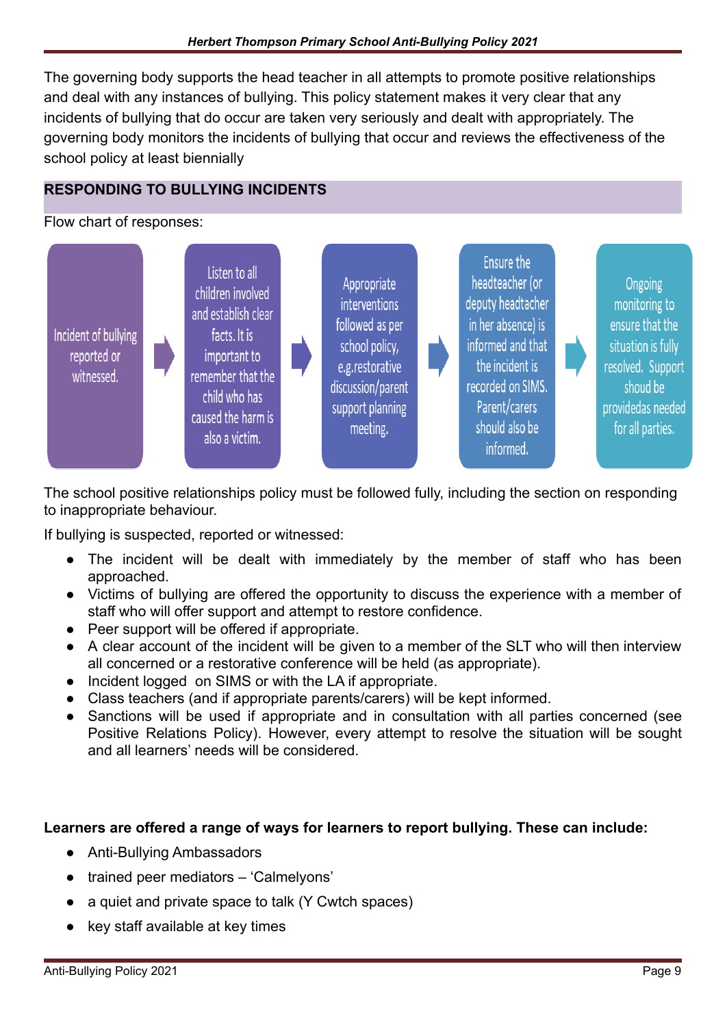The governing body supports the head teacher in all attempts to promote positive relationships and deal with any instances of bullying. This policy statement makes it very clear that any incidents of bullying that do occur are taken very seriously and dealt with appropriately. The governing body monitors the incidents of bullying that occur and reviews the effectiveness of the school policy at least biennially

## RESPONDING TO BULLYING INCIDENTS

Flow chart of responses:

Incident of bullying reported or witnessed. → Listen to all children involved and establish clear facts. It is important to remember that the child who has caused the harm is also a victim. → Appropriate interventions followed as per school policy, e.g.restorative discussion/parent support planning meeting. → Ensure the headteacher (or deputy headtacher in her absence) is informed and that the incident is recorded on SIMS. Parent/carers should also be informed. → Ongoing monitoring to ensure that the situation is fully resolved. Support shoud be providedas needed for all parties.

The school positive relationships policy must be followed fully, including the section on responding to inappropriate behaviour.

If bullying is suspected, reported or witnessed:

- The incident will be dealt with immediately by the member of staff who has been approached.
- Victims of bullying are offered the opportunity to discuss the experience with a member of staff who will offer support and attempt to restore confidence.
- Peer support will be offered if appropriate.
- A clear account of the incident will be given to a member of the SLT who will then interview all concerned or a restorative conference will be held (as appropriate).
- Incident logged on SIMS or with the LA if appropriate.
- Class teachers (and if appropriate parents/carers) will be kept informed.
- Sanctions will be used if appropriate and in consultation with all parties concerned (see Positive Relations Policy). However, every attempt to resolve the situation will be sought and all learners' needs will be considered.

**Learners are offered a range of ways for learners to report bullying. These can include:**

- Anti-Bullying Ambassadors
- trained peer mediators – 'Calmelyons'
- a quiet and private space to talk (Y Cwtch spaces)
- key staff available at key times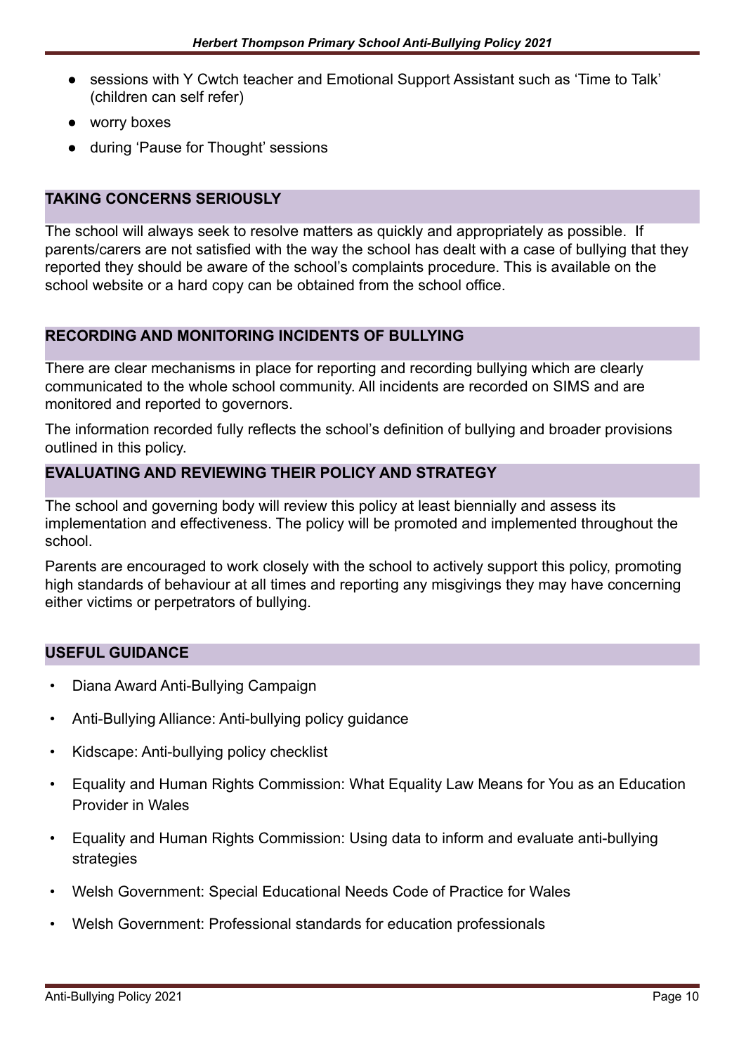- sessions with Y Cwtch teacher and Emotional Support Assistant such as 'Time to Talk' (children can self refer)
- worry boxes
- during 'Pause for Thought' sessions

## TAKING CONCERNS SERIOUSLY

The school will always seek to resolve matters as quickly and appropriately as possible. If parents/carers are not satisfied with the way the school has dealt with a case of bullying that they reported they should be aware of the school's complaints procedure. This is available on the school website or a hard copy can be obtained from the school office.

## RECORDING AND MONITORING INCIDENTS OF BULLYING

There are clear mechanisms in place for reporting and recording bullying which are clearly communicated to the whole school community. All incidents are recorded on SIMS and are monitored and reported to governors.

The information recorded fully reflects the school's definition of bullying and broader provisions outlined in this policy.

## EVALUATING AND REVIEWING THEIR POLICY AND STRATEGY

The school and governing body will review this policy at least biennially and assess its implementation and effectiveness. The policy will be promoted and implemented throughout the school.

Parents are encouraged to work closely with the school to actively support this policy, promoting high standards of behaviour at all times and reporting any misgivings they may have concerning either victims or perpetrators of bullying.

## USEFUL GUIDANCE

- Diana Award Anti-Bullying Campaign
- Anti-Bullying Alliance: Anti-bullying policy guidance
- Kidscape: Anti-bullying policy checklist
- Equality and Human Rights Commission: What Equality Law Means for You as an Education Provider in Wales
- Equality and Human Rights Commission: Using data to inform and evaluate anti-bullying strategies
- Welsh Government: Special Educational Needs Code of Practice for Wales
- Welsh Government: Professional standards for education professionals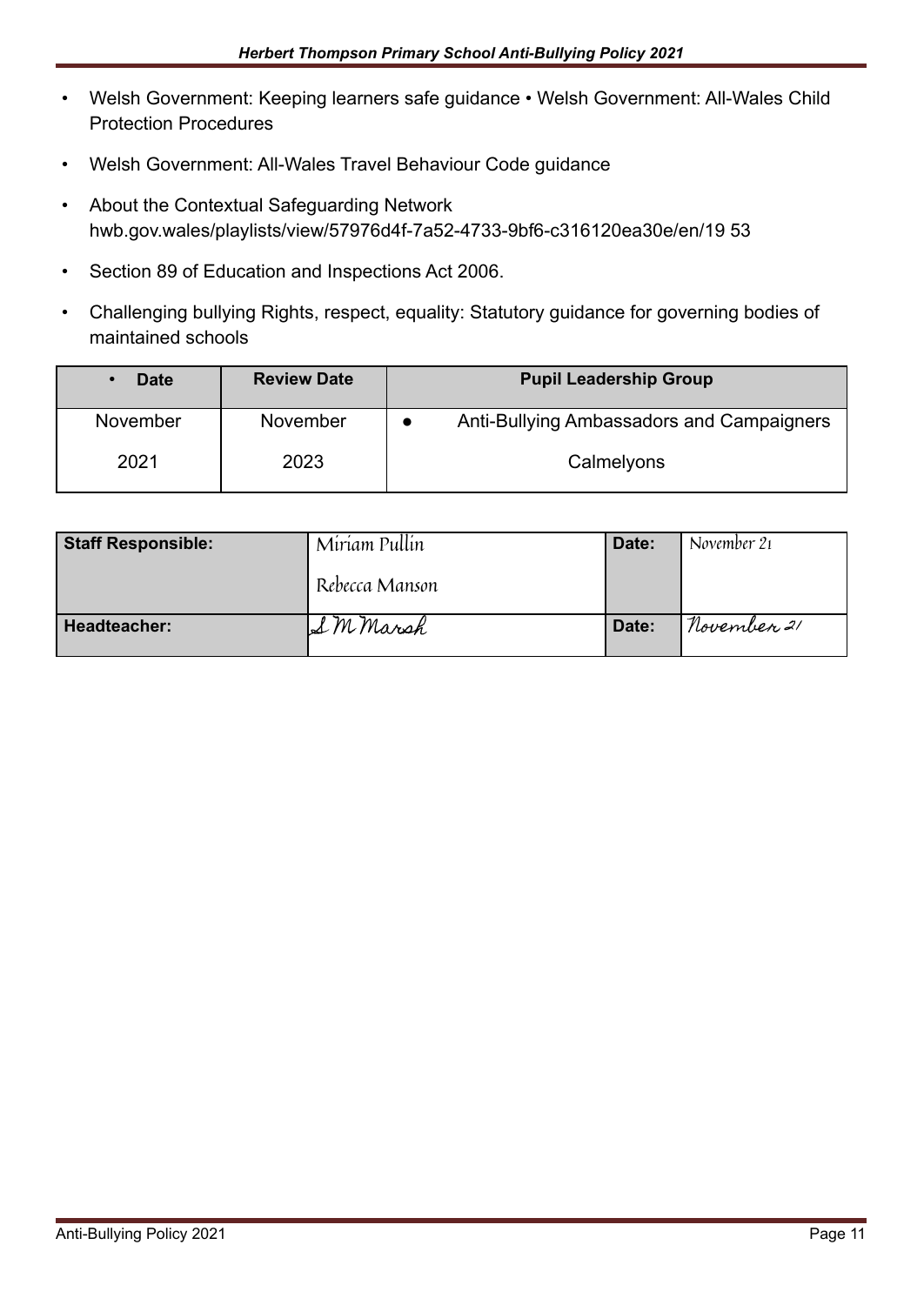- Welsh Government: Keeping learners safe guidance • Welsh Government: All-Wales Child Protection Procedures
- Welsh Government: All-Wales Travel Behaviour Code guidance
- About the Contextual Safeguarding Network hwb.gov.wales/playlists/view/57976d4f-7a52-4733-9bf6-c316120ea30e/en/19 53
- Section 89 of Education and Inspections Act 2006.
- Challenging bullying Rights, respect, equality: Statutory guidance for governing bodies of maintained schools

| • Date | Review Date | Pupil Leadership Group |
|---|---|---|
| November 2021 | November 2023 | ● Anti-Bullying Ambassadors and Campaigners Calmelyons |

| | | | |
|---|---|---|---|
| **Staff Responsible:** | Miriam Pullin<br>Rebecca Manson | **Date:** | November 21 |
| **Headteacher:** | S M Marsh | **Date:** | November 21 |